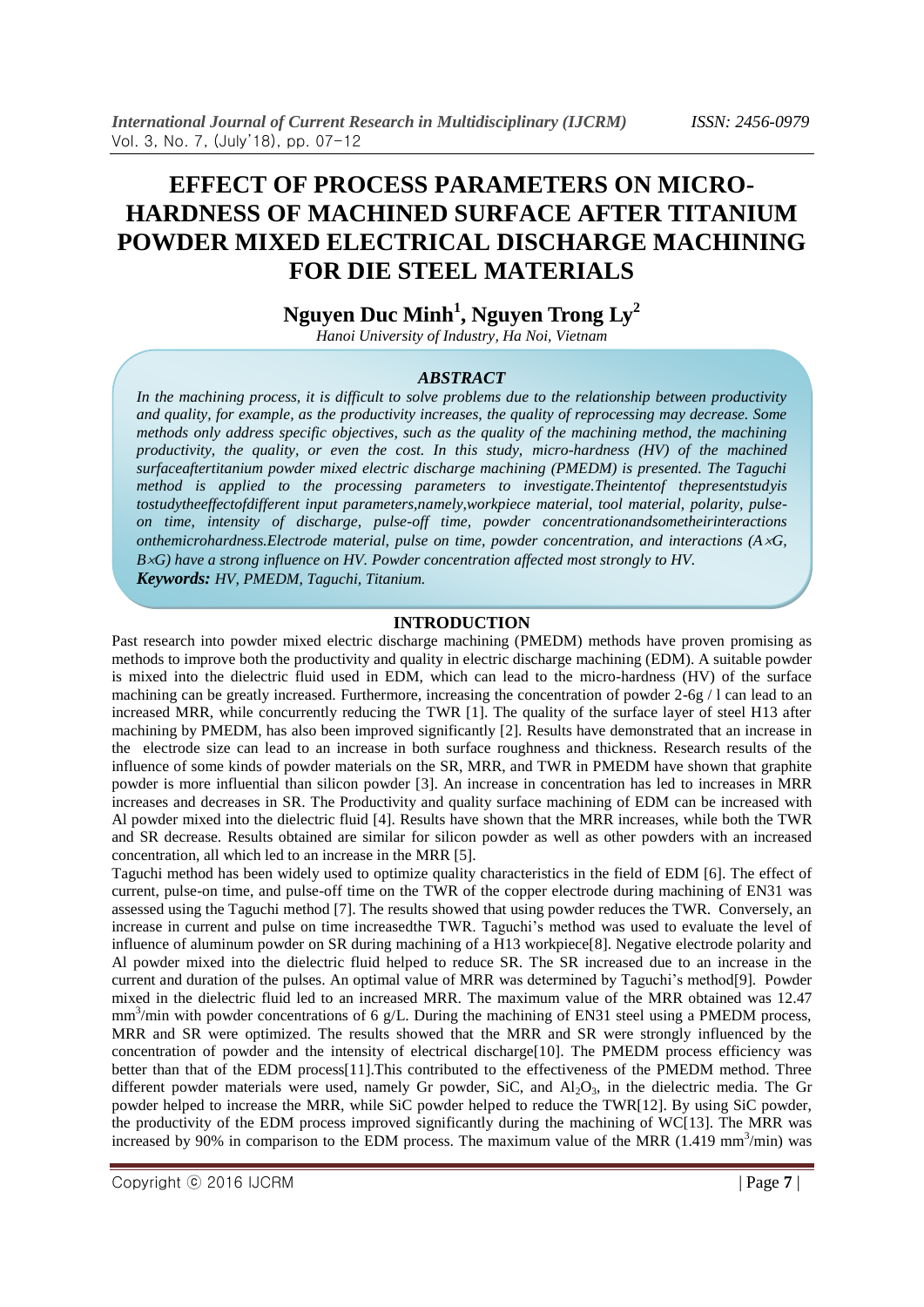# EFFECT OF PROCESS PARAMETERS ON MICRO-HARDNESS OF MACHINED SURFACE AFTER TITANIUM POWDER MIXED ELECTRICAL DISCHARGE MACHINING FOR DIE STEEL MATERIALS

**Nguyen Duc Minh[1], Nguyen Trong Ly[2]**

*Hanoi University of Industry, Ha Noi, Vietnam*

### *ABSTRACT*

*In the machining process, it is difficult to solve problems due to the relationship between productivity and quality, for example, as the productivity increases, the quality of reprocessing may decrease. Some methods only address specific objectives, such as the quality of the machining method, the machining productivity, the quality, or even the cost. In this study, micro-hardness (HV) of the machined surfaceaftertitanium powder mixed electric discharge machining (PMEDM) is presented. The Taguchi method is applied to the processing parameters to investigate.Theintentof thepresentstudyis tostudytheeffectofdifferent input parameters,namely,workpiece material, tool material, polarity, pulse-on time, intensity of discharge, pulse-off time, powder concentrationandsometheirinteractions onthemicrohardness.Electrode material, pulse on time, powder concentration, and interactions ($A\times G$, $B\times G$) have a strong influence on HV. Powder concentration affected most strongly to HV.*

***Keywords:*** *HV, PMEDM, Taguchi, Titanium.*

## INTRODUCTION

Past research into powder mixed electric discharge machining (PMEDM) methods have proven promising as methods to improve both the productivity and quality in electric discharge machining (EDM). A suitable powder is mixed into the dielectric fluid used in EDM, which can lead to the micro-hardness (HV) of the surface machining can be greatly increased. Furthermore, increasing the concentration of powder 2-6g / l can lead to an increased MRR, while concurrently reducing the TWR [1]. The quality of the surface layer of steel H13 after machining by PMEDM, has also been improved significantly [2]. Results have demonstrated that an increase in the electrode size can lead to an increase in both surface roughness and thickness. Research results of the influence of some kinds of powder materials on the SR, MRR, and TWR in PMEDM have shown that graphite powder is more influential than silicon powder [3]. An increase in concentration has led to increases in MRR increases and decreases in SR. The Productivity and quality surface machining of EDM can be increased with Al powder mixed into the dielectric fluid [4]. Results have shown that the MRR increases, while both the TWR and SR decrease. Results obtained are similar for silicon powder as well as other powders with an increased concentration, all which led to an increase in the MRR [5].

Taguchi method has been widely used to optimize quality characteristics in the field of EDM [6]. The effect of current, pulse-on time, and pulse-off time on the TWR of the copper electrode during machining of EN31 was assessed using the Taguchi method [7]. The results showed that using powder reduces the TWR. Conversely, an increase in current and pulse on time increasedthe TWR. Taguchi's method was used to evaluate the level of influence of aluminum powder on SR during machining of a H13 workpiece[8]. Negative electrode polarity and Al powder mixed into the dielectric fluid helped to reduce SR. The SR increased due to an increase in the current and duration of the pulses. An optimal value of MRR was determined by Taguchi's method[9]. Powder mixed in the dielectric fluid led to an increased MRR. The maximum value of the MRR obtained was 12.47 $mm^3$/min with powder concentrations of 6 g/L. During the machining of EN31 steel using a PMEDM process, MRR and SR were optimized. The results showed that the MRR and SR were strongly influenced by the concentration of powder and the intensity of electrical discharge[10]. The PMEDM process efficiency was better than that of the EDM process[11].This contributed to the effectiveness of the PMEDM method. Three different powder materials were used, namely Gr powder, SiC, and $Al_2O_3$, in the dielectric media. The Gr powder helped to increase the MRR, while SiC powder helped to reduce the TWR[12]. By using SiC powder, the productivity of the EDM process improved significantly during the machining of WC[13]. The MRR was increased by 90% in comparison to the EDM process. The maximum value of the MRR (1.419 $mm^3$/min) was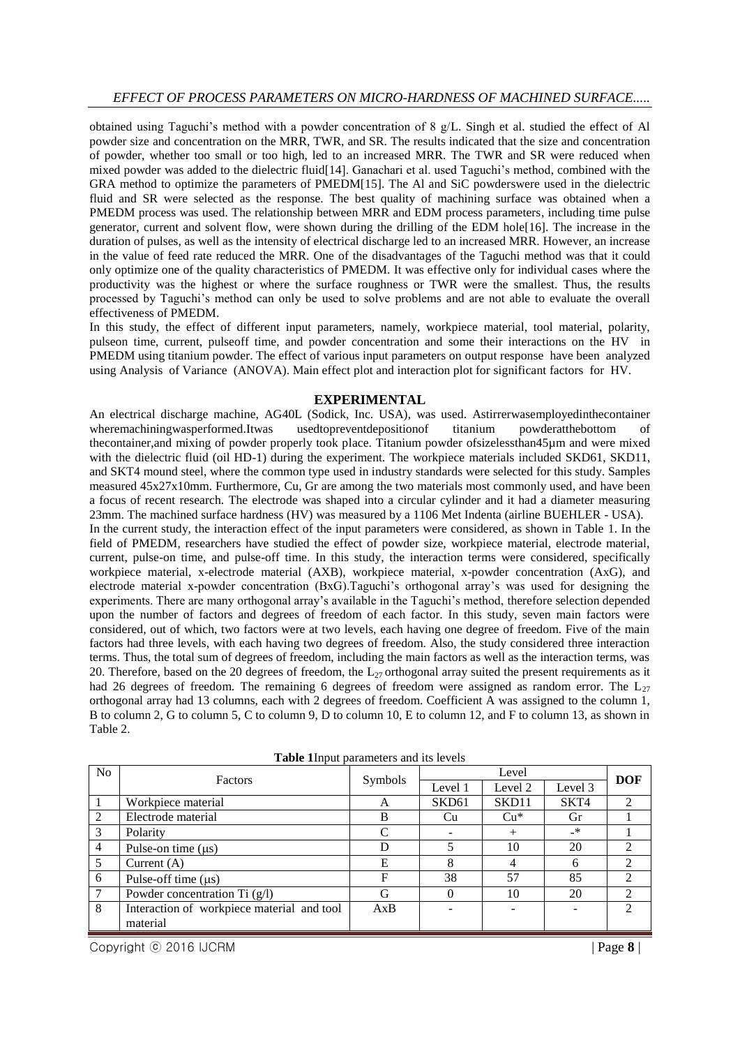obtained using Taguchi's method with a powder concentration of 8 g/L. Singh et al. studied the effect of Al powder size and concentration on the MRR, TWR, and SR. The results indicated that the size and concentration of powder, whether too small or too high, led to an increased MRR. The TWR and SR were reduced when mixed powder was added to the dielectric fluid[14]. Ganachari et al. used Taguchi's method, combined with the GRA method to optimize the parameters of PMEDM[15]. The Al and SiC powderswere used in the dielectric fluid and SR were selected as the response. The best quality of machining surface was obtained when a PMEDM process was used. The relationship between MRR and EDM process parameters, including time pulse generator, current and solvent flow, were shown during the drilling of the EDM hole[16]. The increase in the duration of pulses, as well as the intensity of electrical discharge led to an increased MRR. However, an increase in the value of feed rate reduced the MRR. One of the disadvantages of the Taguchi method was that it could only optimize one of the quality characteristics of PMEDM. It was effective only for individual cases where the productivity was the highest or where the surface roughness or TWR were the smallest. Thus, the results processed by Taguchi's method can only be used to solve problems and are not able to evaluate the overall effectiveness of PMEDM.

In this study, the effect of different input parameters, namely, workpiece material, tool material, polarity, pulseon time, current, pulseoff time, and powder concentration and some their interactions on the HV in PMEDM using titanium powder. The effect of various input parameters on output response have been analyzed using Analysis of Variance (ANOVA). Main effect plot and interaction plot for significant factors for HV.

## EXPERIMENTAL

An electrical discharge machine, AG40L (Sodick, Inc. USA), was used. Astirrerwasemployedinthecontainer wheremachiningwasperformed.Itwas usedtopreventdepositionof titanium powderatthebottom of thecontainer,and mixing of powder properly took place. Titanium powder ofsizelessthan45μm and were mixed with the dielectric fluid (oil HD-1) during the experiment. The workpiece materials included SKD61, SKD11, and SKT4 mound steel, where the common type used in industry standards were selected for this study. Samples measured 45x27x10mm. Furthermore, Cu, Gr are among the two materials most commonly used, and have been a focus of recent research. The electrode was shaped into a circular cylinder and it had a diameter measuring 23mm. The machined surface hardness (HV) was measured by a 1106 Met Indenta (airline BUEHLER - USA).

In the current study, the interaction effect of the input parameters were considered, as shown in Table 1. In the field of PMEDM, researchers have studied the effect of powder size, workpiece material, electrode material, current, pulse-on time, and pulse-off time. In this study, the interaction terms were considered, specifically workpiece material, x-electrode material (AXB), workpiece material, x-powder concentration (AxG), and electrode material x-powder concentration (BxG).Taguchi's orthogonal array's was used for designing the experiments. There are many orthogonal array's available in the Taguchi's method, therefore selection depended upon the number of factors and degrees of freedom of each factor. In this study, seven main factors were considered, out of which, two factors were at two levels, each having one degree of freedom. Five of the main factors had three levels, with each having two degrees of freedom. Also, the study considered three interaction terms. Thus, the total sum of degrees of freedom, including the main factors as well as the interaction terms, was 20. Therefore, based on the 20 degrees of freedom, the $L_{27}$ orthogonal array suited the present requirements as it had 26 degrees of freedom. The remaining 6 degrees of freedom were assigned as random error. The $L_{27}$ orthogonal array had 13 columns, each with 2 degrees of freedom. Coefficient A was assigned to the column 1, B to column 2, G to column 5, C to column 9, D to column 10, E to column 12, and F to column 13, as shown in Table 2.

**Table 1**Input parameters and its levels

| No | Factors | Symbols | Level 1 | Level 2 | Level 3 | DOF |
|---|---|---|---|---|---|---|
| 1 | Workpiece material | A | SKD61 | SKD11 | SKT4 | 2 |
| 2 | Electrode material | B | Cu | Cu* | Gr | 1 |
| 3 | Polarity | C | - | + | -* | 1 |
| 4 | Pulse-on time (μs) | D | 5 | 10 | 20 | 2 |
| 5 | Current (A) | E | 8 | 4 | 6 | 2 |
| 6 | Pulse-off time (μs) | F | 38 | 57 | 85 | 2 |
| 7 | Powder concentration Ti (g/l) | G | 0 | 10 | 20 | 2 |
| 8 | Interaction of workpiece material and tool material | AxB | - | - | - | 2 |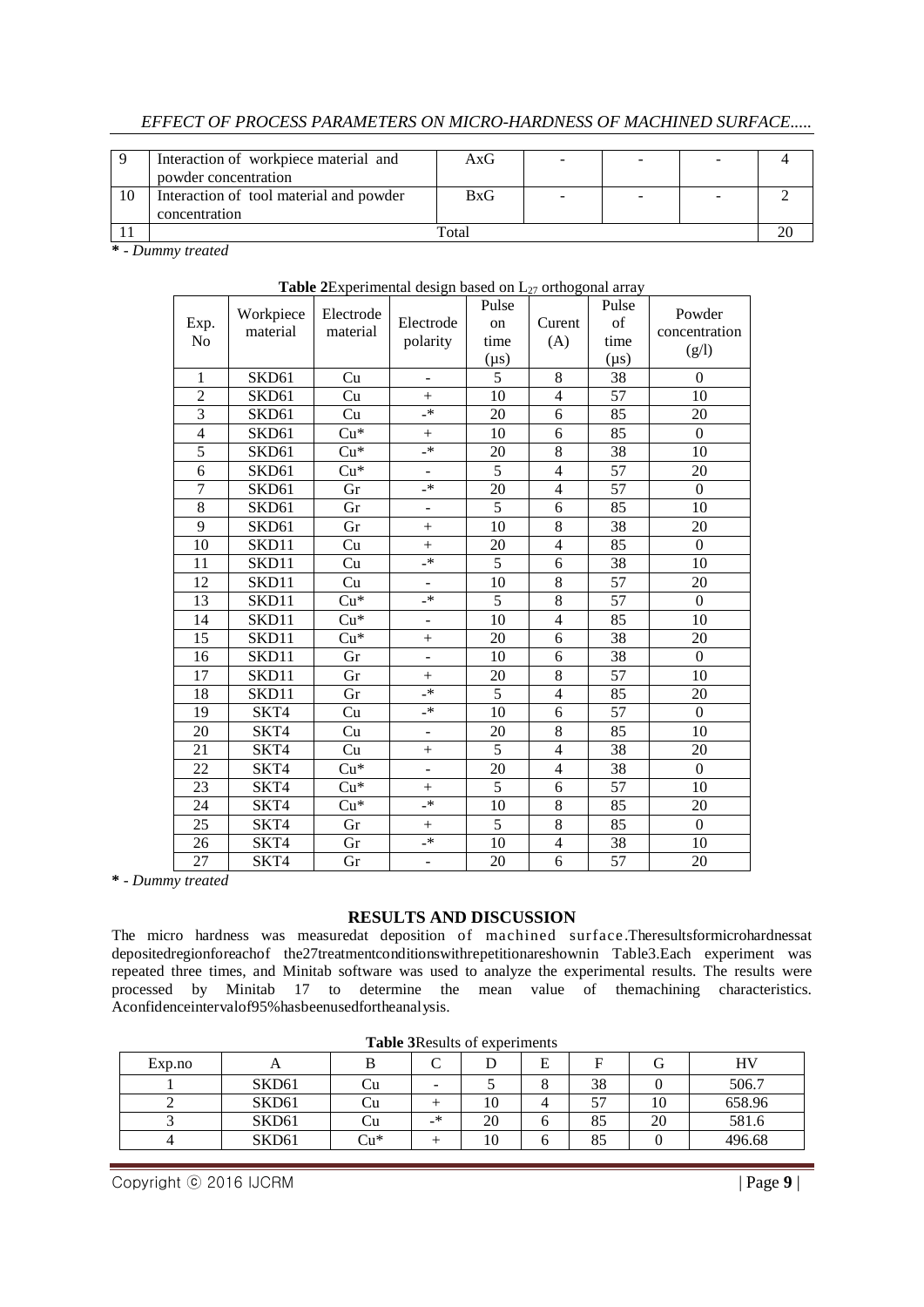| 9 | Interaction of workpiece material and powder concentration | AxG | - | - | - | 4 |
|---|---|---|---|---|---|---|
| 10 | Interaction of tool material and powder concentration | BxG | - | - | - | 2 |
| 11 | Total | | | | | 20 |

**\*** - *Dummy treated*

**Table 2**Experimental design based on $L_{27}$ orthogonal array

| Exp. No | Workpiece material | Electrode material | Electrode polarity | Pulse on time (μs) | Curent (A) | Pulse of time (μs) | Powder concentration (g/l) |
|---|---|---|---|---|---|---|---|
| 1 | SKD61 | Cu | - | 5 | 8 | 38 | 0 |
| 2 | SKD61 | Cu | + | 10 | 4 | 57 | 10 |
| 3 | SKD61 | Cu | -* | 20 | 6 | 85 | 20 |
| 4 | SKD61 | Cu* | + | 10 | 6 | 85 | 0 |
| 5 | SKD61 | Cu* | -* | 20 | 8 | 38 | 10 |
| 6 | SKD61 | Cu* | - | 5 | 4 | 57 | 20 |
| 7 | SKD61 | Gr | -* | 20 | 4 | 57 | 0 |
| 8 | SKD61 | Gr | - | 5 | 6 | 85 | 10 |
| 9 | SKD61 | Gr | + | 10 | 8 | 38 | 20 |
| 10 | SKD11 | Cu | + | 20 | 4 | 85 | 0 |
| 11 | SKD11 | Cu | -* | 5 | 6 | 38 | 10 |
| 12 | SKD11 | Cu | - | 10 | 8 | 57 | 20 |
| 13 | SKD11 | Cu* | -* | 5 | 8 | 57 | 0 |
| 14 | SKD11 | Cu* | - | 10 | 4 | 85 | 10 |
| 15 | SKD11 | Cu* | + | 20 | 6 | 38 | 20 |
| 16 | SKD11 | Gr | - | 10 | 6 | 38 | 0 |
| 17 | SKD11 | Gr | + | 20 | 8 | 57 | 10 |
| 18 | SKD11 | Gr | -* | 5 | 4 | 85 | 20 |
| 19 | SKT4 | Cu | -* | 10 | 6 | 57 | 0 |
| 20 | SKT4 | Cu | - | 20 | 8 | 85 | 10 |
| 21 | SKT4 | Cu | + | 5 | 4 | 38 | 20 |
| 22 | SKT4 | Cu* | - | 20 | 4 | 38 | 0 |
| 23 | SKT4 | Cu* | + | 5 | 6 | 57 | 10 |
| 24 | SKT4 | Cu* | -* | 10 | 8 | 85 | 20 |
| 25 | SKT4 | Gr | + | 5 | 8 | 85 | 0 |
| 26 | SKT4 | Gr | -* | 10 | 4 | 38 | 10 |
| 27 | SKT4 | Gr | - | 20 | 6 | 57 | 20 |

**\*** - *Dummy treated*

## RESULTS AND DISCUSSION

The micro hardness was measuredat deposition of machined surface.Theresultsformicrohardnessat depositedregionforeachof the27treatmentconditionswithrepetitionareshownin Table3.Each experiment was repeated three times, and Minitab software was used to analyze the experimental results. The results were processed by Minitab 17 to determine the mean value of themachining characteristics. Aconfidenceintervalof95%hasbeenusedfortheanalysis.

**Table 3**Results of experiments

| Exp.no | A | B | C | D | E | F | G | HV |
|---|---|---|---|---|---|---|---|---|
| 1 | SKD61 | Cu | - | 5 | 8 | 38 | 0 | 506.7 |
| 2 | SKD61 | Cu | + | 10 | 4 | 57 | 10 | 658.96 |
| 3 | SKD61 | Cu | -* | 20 | 6 | 85 | 20 | 581.6 |
| 4 | SKD61 | Cu* | + | 10 | 6 | 85 | 0 | 496.68 |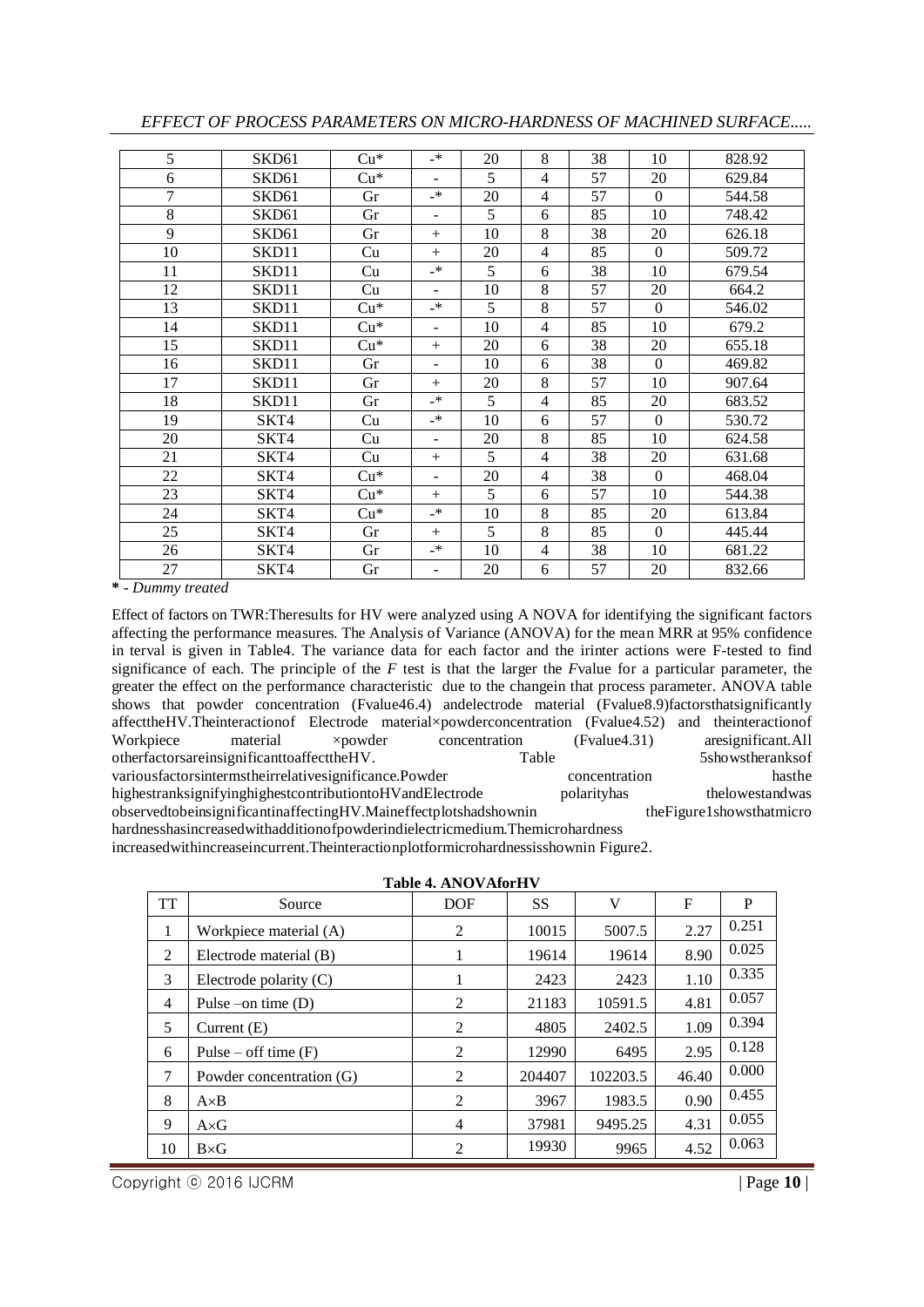| 5 | SKD61 | Cu* | -* | 20 | 8 | 38 | 10 | 828.92 |
|---|---|---|---|---|---|---|---|---|
| 6 | SKD61 | Cu* | - | 5 | 4 | 57 | 20 | 629.84 |
| 7 | SKD61 | Gr | -* | 20 | 4 | 57 | 0 | 544.58 |
| 8 | SKD61 | Gr | - | 5 | 6 | 85 | 10 | 748.42 |
| 9 | SKD61 | Gr | + | 10 | 8 | 38 | 20 | 626.18 |
| 10 | SKD11 | Cu | + | 20 | 4 | 85 | 0 | 509.72 |
| 11 | SKD11 | Cu | -* | 5 | 6 | 38 | 10 | 679.54 |
| 12 | SKD11 | Cu | - | 10 | 8 | 57 | 20 | 664.2 |
| 13 | SKD11 | Cu* | -* | 5 | 8 | 57 | 0 | 546.02 |
| 14 | SKD11 | Cu* | - | 10 | 4 | 85 | 10 | 679.2 |
| 15 | SKD11 | Cu* | + | 20 | 6 | 38 | 20 | 655.18 |
| 16 | SKD11 | Gr | - | 10 | 6 | 38 | 0 | 469.82 |
| 17 | SKD11 | Gr | + | 20 | 8 | 57 | 10 | 907.64 |
| 18 | SKD11 | Gr | -* | 5 | 4 | 85 | 20 | 683.52 |
| 19 | SKT4 | Cu | -* | 10 | 6 | 57 | 0 | 530.72 |
| 20 | SKT4 | Cu | - | 20 | 8 | 85 | 10 | 624.58 |
| 21 | SKT4 | Cu | + | 5 | 4 | 38 | 20 | 631.68 |
| 22 | SKT4 | Cu* | - | 20 | 4 | 38 | 0 | 468.04 |
| 23 | SKT4 | Cu* | + | 5 | 6 | 57 | 10 | 544.38 |
| 24 | SKT4 | Cu* | -* | 10 | 8 | 85 | 20 | 613.84 |
| 25 | SKT4 | Gr | + | 5 | 8 | 85 | 0 | 445.44 |
| 26 | SKT4 | Gr | -* | 10 | 4 | 38 | 10 | 681.22 |
| 27 | SKT4 | Gr | - | 20 | 6 | 57 | 20 | 832.66 |

**\*** - *Dummy treated*

Effect of factors on TWR:Theresults for HV were analyzed using A NOVA for identifying the significant factors affecting the performance measures. The Analysis of Variance (ANOVA) for the mean MRR at 95% confidence in terval is given in Table4. The variance data for each factor and the irinter actions were F-tested to find significance of each. The principle of the *F* test is that the larger the *F*value for a particular parameter, the greater the effect on the performance characteristic due to the changein that process parameter. ANOVA table shows that powder concentration (Fvalue46.4) andelectrode material (Fvalue8.9)factorsthatsignificantly affecttheHV.Theinteractionof Electrode material×powderconcentration (Fvalue4.52) and theinteractionof Workpiece material ×powder concentration (Fvalue4.31) aresignificant.All otherfactorsareinsignificanttoaffecttheHV. Table 5showstheranksof variousfactorsintermstheirrelativesignificance.Powder concentration hasthe highestranksignifyinghighestcontributiontoHVandElectrode polarityhas thelowestandwas observedtobeinsignificantinaffectingHV.Maineffectplotshadshownin theFigure1showsthatmicro hardnesshasincreasedwithadditionofpowderindielectricmedium.Themicrohardness increasedwithincreaseincurrent.Theinteractionplotformicrohardnessisshownin Figure2.

**Table 4. ANOVAforHV**

| TT | Source | DOF | SS | V | F | P |
|---|---|---|---|---|---|---|
| 1 | Workpiece material (A) | 2 | 10015 | 5007.5 | 2.27 | 0.251 |
| 2 | Electrode material (B) | 1 | 19614 | 19614 | 8.90 | 0.025 |
| 3 | Electrode polarity (C) | 1 | 2423 | 2423 | 1.10 | 0.335 |
| 4 | Pulse –on time (D) | 2 | 21183 | 10591.5 | 4.81 | 0.057 |
| 5 | Current (E) | 2 | 4805 | 2402.5 | 1.09 | 0.394 |
| 6 | Pulse – off time (F) | 2 | 12990 | 6495 | 2.95 | 0.128 |
| 7 | Powder concentration (G) | 2 | 204407 | 102203.5 | 46.40 | 0.000 |
| 8 | A×B | 2 | 3967 | 1983.5 | 0.90 | 0.455 |
| 9 | A×G | 4 | 37981 | 9495.25 | 4.31 | 0.055 |
| 10 | B×G | 2 | 19930 | 9965 | 4.52 | 0.063 |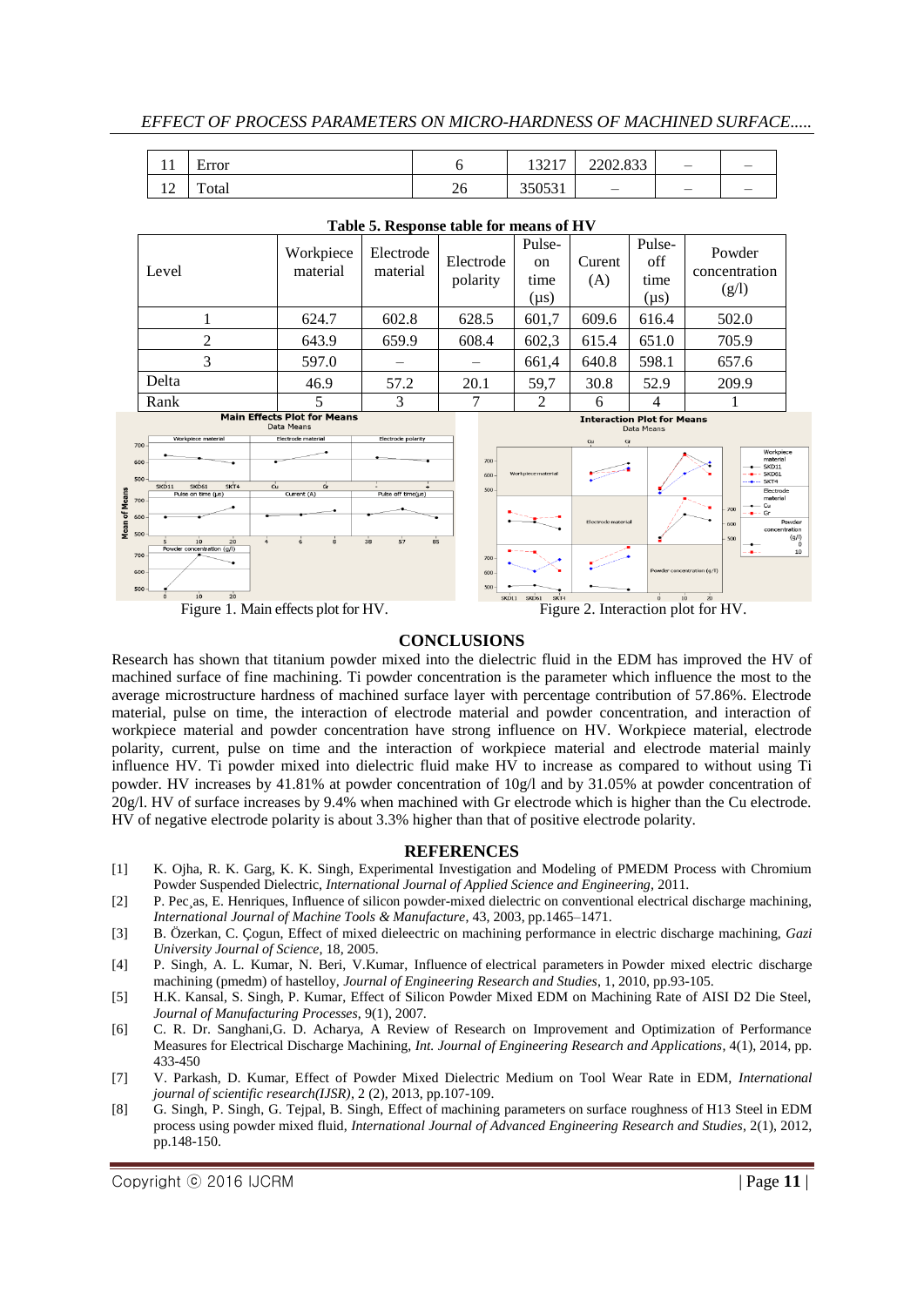| 11 | Error | 6 | 13217 | 2202.833 | – | – |
|---|---|---|---|---|---|---|
| 12 | Total | 26 | 350531 | – | – | – |

**Table 5. Response table for means of HV**

| Level | Workpiece material | Electrode material | Electrode polarity | Pulse-on time (µs) | Curent (A) | Pulse-off time (µs) | Powder concentration (g/l) |
|---|---|---|---|---|---|---|---|
| 1 | 624.7 | 602.8 | 628.5 | 601,7 | 609.6 | 616.4 | 502.0 |
| 2 | 643.9 | 659.9 | 608.4 | 602,3 | 615.4 | 651.0 | 705.9 |
| 3 | 597.0 | – | – | 661,4 | 640.8 | 598.1 | 657.6 |
| Delta | 46.9 | 57.2 | 20.1 | 59,7 | 30.8 | 52.9 | 209.9 |
| Rank | 5 | 3 | 7 | 2 | 6 | 4 | 1 |

Figure 1. Main effects plot for HV.

Figure 2. Interaction plot for HV.

## CONCLUSIONS

Research has shown that titanium powder mixed into the dielectric fluid in the EDM has improved the HV of machined surface of fine machining. Ti powder concentration is the parameter which influence the most to the average microstructure hardness of machined surface layer with percentage contribution of 57.86%. Electrode material, pulse on time, the interaction of electrode material and powder concentration, and interaction of workpiece material and powder concentration have strong influence on HV. Workpiece material, electrode polarity, current, pulse on time and the interaction of workpiece material and electrode material mainly influence HV. Ti powder mixed into dielectric fluid make HV to increase as compared to without using Ti powder. HV increases by 41.81% at powder concentration of 10g/l and by 31.05% at powder concentration of 20g/l. HV of surface increases by 9.4% when machined with Gr electrode which is higher than the Cu electrode. HV of negative electrode polarity is about 3.3% higher than that of positive electrode polarity.

## REFERENCES

[1] K. Ojha, R. K. Garg, K. K. Singh, Experimental Investigation and Modeling of PMEDM Process with Chromium Powder Suspended Dielectric, *International Journal of Applied Science and Engineering*, 2011.

[2] P. Peças, E. Henriques, Influence of silicon powder-mixed dielectric on conventional electrical discharge machining, *International Journal of Machine Tools & Manufacture*, 43, 2003, pp.1465–1471.

[3] B. Özerkan, C. Çogun, Effect of mixed dieleectric on machining performance in electric discharge machining, *Gazi University Journal of Science*, 18, 2005.

[4] P. Singh, A. L. Kumar, N. Beri, V.Kumar, Influence of electrical parameters in Powder mixed electric discharge machining (pmedm) of hastelloy, *Journal of Engineering Research and Studies*, 1, 2010, pp.93-105.

[5] H.K. Kansal, S. Singh, P. Kumar, Effect of Silicon Powder Mixed EDM on Machining Rate of AISI D2 Die Steel, *Journal of Manufacturing Processes*, 9(1), 2007.

[6] C. R. Dr. Sanghani,G. D. Acharya, A Review of Research on Improvement and Optimization of Performance Measures for Electrical Discharge Machining, *Int. Journal of Engineering Research and Applications*, 4(1), 2014, pp. 433-450

[7] V. Parkash, D. Kumar, Effect of Powder Mixed Dielectric Medium on Tool Wear Rate in EDM, *International journal of scientific research(IJSR)*, 2 (2), 2013, pp.107-109.

[8] G. Singh, P. Singh, G. Tejpal, B. Singh, Effect of machining parameters on surface roughness of H13 Steel in EDM process using powder mixed fluid, *International Journal of Advanced Engineering Research and Studies*, 2(1), 2012, pp.148-150.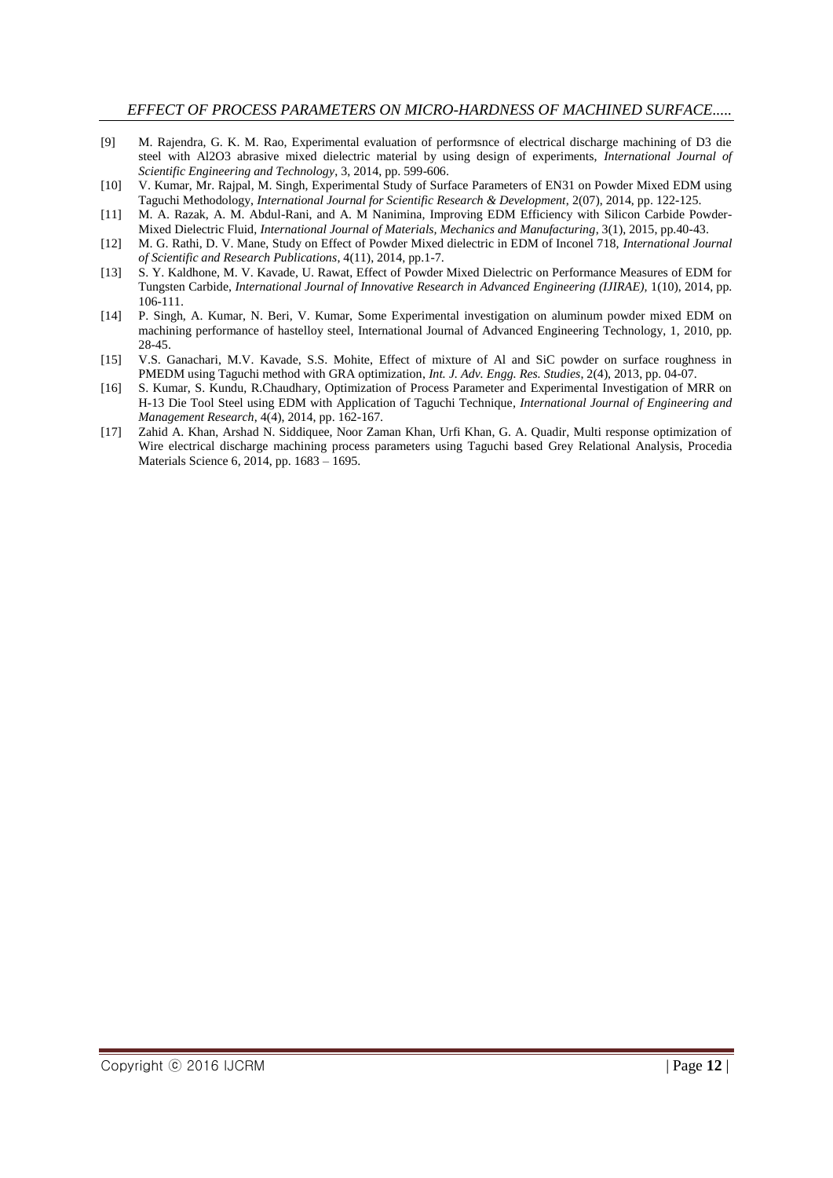[9] M. Rajendra, G. K. M. Rao, Experimental evaluation of performsnce of electrical discharge machining of D3 die steel with Al2O3 abrasive mixed dielectric material by using design of experiments, *International Journal of Scientific Engineering and Technology*, 3, 2014, pp. 599-606.

[10] V. Kumar, Mr. Rajpal, M. Singh, Experimental Study of Surface Parameters of EN31 on Powder Mixed EDM using Taguchi Methodology, *International Journal for Scientific Research & Development*, 2(07), 2014, pp. 122-125.

[11] M. A. Razak, A. M. Abdul-Rani, and A. M Nanimina, Improving EDM Efficiency with Silicon Carbide Powder-Mixed Dielectric Fluid, *International Journal of Materials, Mechanics and Manufacturing*, 3(1), 2015, pp.40-43.

[12] M. G. Rathi, D. V. Mane, Study on Effect of Powder Mixed dielectric in EDM of Inconel 718, *International Journal of Scientific and Research Publications*, 4(11), 2014, pp.1-7.

[13] S. Y. Kaldhone, M. V. Kavade, U. Rawat, Effect of Powder Mixed Dielectric on Performance Measures of EDM for Tungsten Carbide, *International Journal of Innovative Research in Advanced Engineering (IJIRAE)*, 1(10), 2014, pp. 106-111.

[14] P. Singh, A. Kumar, N. Beri, V. Kumar, Some Experimental investigation on aluminum powder mixed EDM on machining performance of hastelloy steel, International Journal of Advanced Engineering Technology, 1, 2010, pp. 28-45.

[15] V.S. Ganachari, M.V. Kavade, S.S. Mohite, Effect of mixture of Al and SiC powder on surface roughness in PMEDM using Taguchi method with GRA optimization, *Int. J. Adv. Engg. Res. Studies*, 2(4), 2013, pp. 04-07.

[16] S. Kumar, S. Kundu, R.Chaudhary, Optimization of Process Parameter and Experimental Investigation of MRR on H-13 Die Tool Steel using EDM with Application of Taguchi Technique, *International Journal of Engineering and Management Research*, 4(4), 2014, pp. 162-167.

[17] Zahid A. Khan, Arshad N. Siddiquee, Noor Zaman Khan, Urfi Khan, G. A. Quadir, Multi response optimization of Wire electrical discharge machining process parameters using Taguchi based Grey Relational Analysis, Procedia Materials Science 6, 2014, pp. 1683 – 1695.